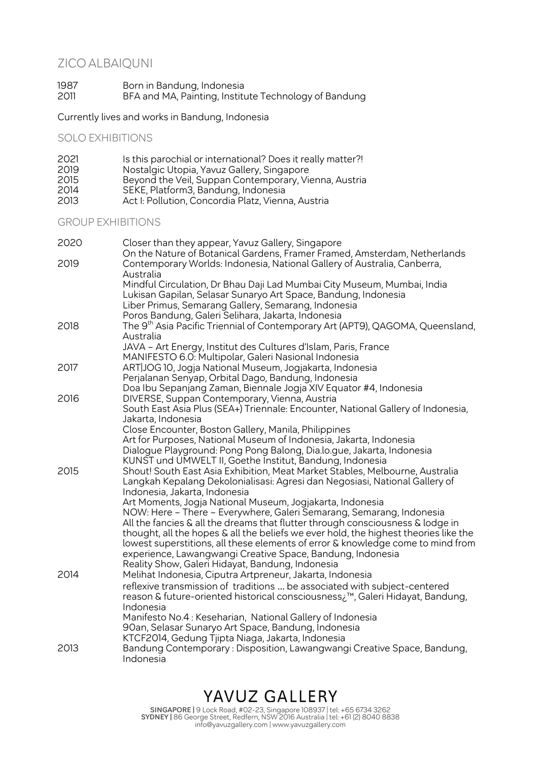# ZICO ALBAIQUNI

1987 Born in Bandung, Indonesia
2011 BFA and MA, Painting, Institute Technology of Bandung

Currently lives and works in Bandung, Indonesia

## SOLO EXHIBITIONS

2021 Is this parochial or international? Does it really matter?!
2019 Nostalgic Utopia, Yavuz Gallery, Singapore
2015 Beyond the Veil, Suppan Contemporary, Vienna, Austria
2014 SEKE, Platform3, Bandung, Indonesia
2013 Act I: Pollution, Concordia Platz, Vienna, Austria

## GROUP EXHIBITIONS

2020 Closer than they appear, Yavuz Gallery, Singapore
On the Nature of Botanical Gardens, Framer Framed, Amsterdam, Netherlands

2019 Contemporary Worlds: Indonesia, National Gallery of Australia, Canberra, Australia
Mindful Circulation, Dr Bhau Daji Lad Mumbai City Museum, Mumbai, India
Lukisan Gapilan, Selasar Sunaryo Art Space, Bandung, Indonesia
Liber Primus, Semarang Gallery, Semarang, Indonesia
Poros Bandung, Galeri Selihara, Jakarta, Indonesia

2018 The 9th Asia Pacific Triennial of Contemporary Art (APT9), QAGOMA, Queensland, Australia
JAVA – Art Energy, Institut des Cultures d'Islam, Paris, France
MANIFESTO 6.0: Multipolar, Galeri Nasional Indonesia

2017 ART|JOG 10, Jogja National Museum, Jogjakarta, Indonesia
Perjalanan Senyap, Orbital Dago, Bandung, Indonesia
Doa Ibu Sepanjang Zaman, Biennale Jogja XIV Equator #4, Indonesia

2016 DIVERSE, Suppan Contemporary, Vienna, Austria
South East Asia Plus (SEA+) Triennale: Encounter, National Gallery of Indonesia, Jakarta, Indonesia
Close Encounter, Boston Gallery, Manila, Philippines
Art for Purposes, National Museum of Indonesia, Jakarta, Indonesia
Dialogue Playground: Pong Pong Balong, Dia.lo.gue, Jakarta, Indonesia
KUNST und UMWELT II, Goethe Institut, Bandung, Indonesia

2015 Shout! South East Asia Exhibition, Meat Market Stables, Melbourne, Australia
Langkah Kepalang Dekolonialisasi: Agresi dan Negosiasi, National Gallery of Indonesia, Jakarta, Indonesia
Art Moments, Jogja National Museum, Jogjakarta, Indonesia
NOW: Here – There – Everywhere, Galeri Semarang, Semarang, Indonesia
All the fancies & all the dreams that flutter through consciousness & lodge in thought, all the hopes & all the beliefs we ever hold, the highest theories like the lowest superstitions, all these elements of error & knowledge come to mind from experience, Lawangwangi Creative Space, Bandung, Indonesia
Reality Show, Galeri Hidayat, Bandung, Indonesia

2014 Melihat Indonesia, Ciputra Artpreneur, Jakarta, Indonesia
reflexive transmission of traditions … be associated with subject-centered reason & future-oriented historical consciousness¿™, Galeri Hidayat, Bandung, Indonesia
Manifesto No.4 : Keseharian, National Gallery of Indonesia
90an, Selasar Sunaryo Art Space, Bandung, Indonesia
KTCF2014, Gedung Tjipta Niaga, Jakarta, Indonesia

2013 Bandung Contemporary : Disposition, Lawangwangi Creative Space, Bandung, Indonesia

YAVUZ GALLERY
**SINGAPORE |** 9 Lock Road, #02-23, Singapore 108937 | tel: +65 6734 3262
**SYDNEY |** 86 George Street, Redfern, NSW 2016 Australia | tel: +61 (2) 8040 8838
info@yavuzgallery.com | www.yavuzgallery.com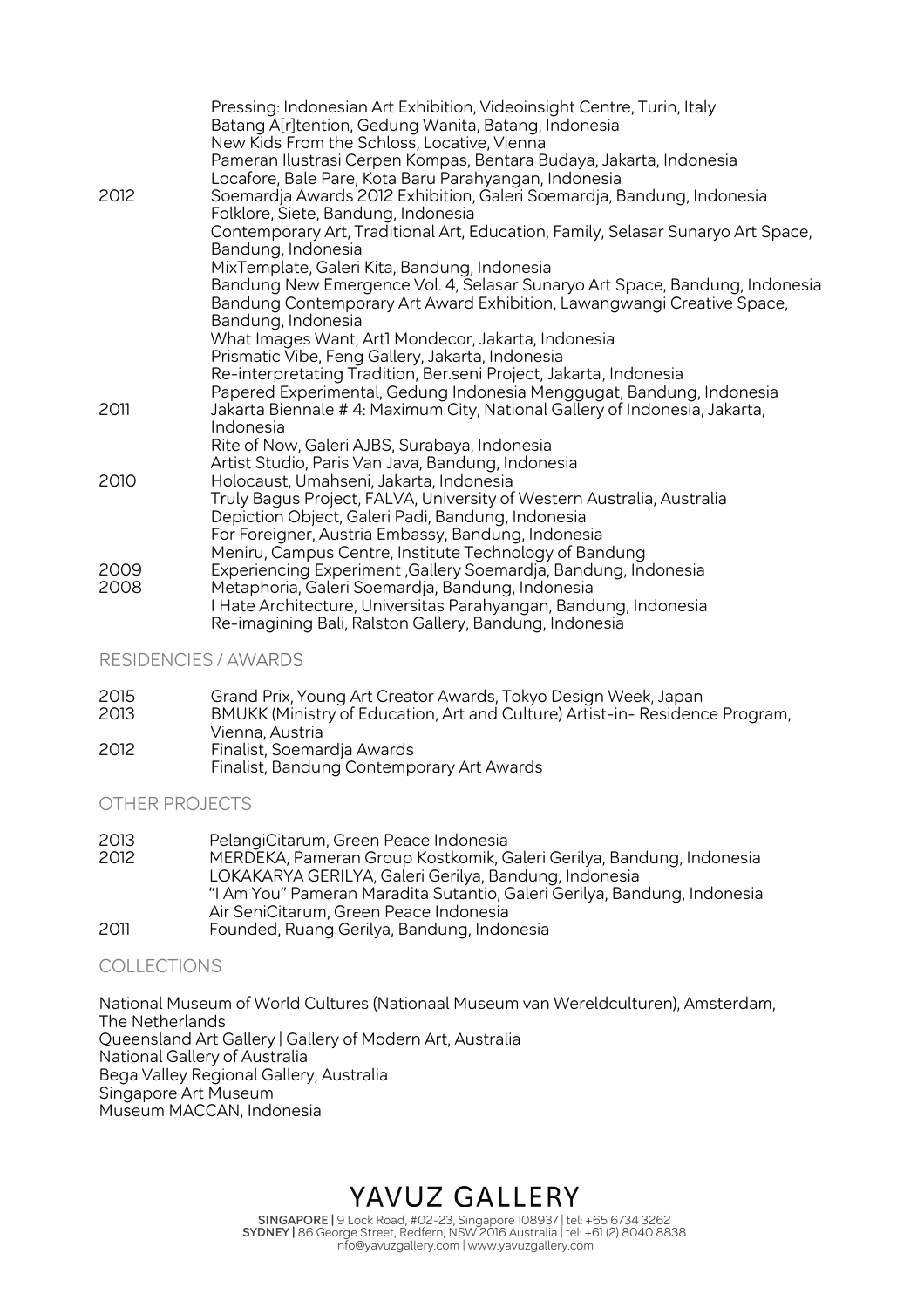| | |
|---|---|
| | Pressing: Indonesian Art Exhibition, Videoinsight Centre, Turin, Italy |
| | Batang A[r]tention, Gedung Wanita, Batang, Indonesia |
| | New Kids From the Schloss, Locative, Vienna |
| | Pameran Ilustrasi Cerpen Kompas, Bentara Budaya, Jakarta, Indonesia |
| | Locafore, Bale Pare, Kota Baru Parahyangan, Indonesia |
| 2012 | Soemardja Awards 2012 Exhibition, Galeri Soemardja, Bandung, Indonesia |
| | Folklore, Siete, Bandung, Indonesia |
| | Contemporary Art, Traditional Art, Education, Family, Selasar Sunaryo Art Space, Bandung, Indonesia |
| | MixTemplate, Galeri Kita, Bandung, Indonesia |
| | Bandung New Emergence Vol. 4, Selasar Sunaryo Art Space, Bandung, Indonesia |
| | Bandung Contemporary Art Award Exhibition, Lawangwangi Creative Space, Bandung, Indonesia |
| | What Images Want, Art1 Mondecor, Jakarta, Indonesia |
| | Prismatic Vibe, Feng Gallery, Jakarta, Indonesia |
| | Re-interpretating Tradition, Ber.seni Project, Jakarta, Indonesia |
| | Papered Experimental, Gedung Indonesia Menggugat, Bandung, Indonesia |
| 2011 | Jakarta Biennale # 4: Maximum City, National Gallery of Indonesia, Jakarta, Indonesia |
| | Rite of Now, Galeri AJBS, Surabaya, Indonesia |
| | Artist Studio, Paris Van Java, Bandung, Indonesia |
| 2010 | Holocaust, Umahseni, Jakarta, Indonesia |
| | Truly Bagus Project, FALVA, University of Western Australia, Australia |
| | Depiction Object, Galeri Padi, Bandung, Indonesia |
| | For Foreigner, Austria Embassy, Bandung, Indonesia |
| | Meniru, Campus Centre, Institute Technology of Bandung |
| 2009 | Experiencing Experiment ,Gallery Soemardja, Bandung, Indonesia |
| 2008 | Metaphoria, Galeri Soemardja, Bandung, Indonesia |
| | I Hate Architecture, Universitas Parahyangan, Bandung, Indonesia |
| | Re-imagining Bali, Ralston Gallery, Bandung, Indonesia |

## RESIDENCIES / AWARDS

| | |
|---|---|
| 2015 | Grand Prix, Young Art Creator Awards, Tokyo Design Week, Japan |
| 2013 | BMUKK (Ministry of Education, Art and Culture) Artist-in- Residence Program, Vienna, Austria |
| 2012 | Finalist, Soemardja Awards |
| | Finalist, Bandung Contemporary Art Awards |

## OTHER PROJECTS

| | |
|---|---|
| 2013 | PelangiCitarum, Green Peace Indonesia |
| 2012 | MERDEKA, Pameran Group Kostkomik, Galeri Gerilya, Bandung, Indonesia |
| | LOKAKARYA GERILYA, Galeri Gerilya, Bandung, Indonesia |
| | "I Am You" Pameran Maradita Sutantio, Galeri Gerilya, Bandung, Indonesia |
| | Air SeniCitarum, Green Peace Indonesia |
| 2011 | Founded, Ruang Gerilya, Bandung, Indonesia |

## COLLECTIONS

National Museum of World Cultures (Nationaal Museum van Wereldculturen), Amsterdam, The Netherlands
Queensland Art Gallery | Gallery of Modern Art, Australia
National Gallery of Australia
Bega Valley Regional Gallery, Australia
Singapore Art Museum
Museum MACCAN, Indonesia

YAVUZ GALLERY
**SINGAPORE |** 9 Lock Road, #02-23, Singapore 108937 | tel: +65 6734 3262
**SYDNEY |** 86 George Street, Redfern, NSW 2016 Australia | tel: +61 (2) 8040 8838
info@yavuzgallery.com | www.yavuzgallery.com